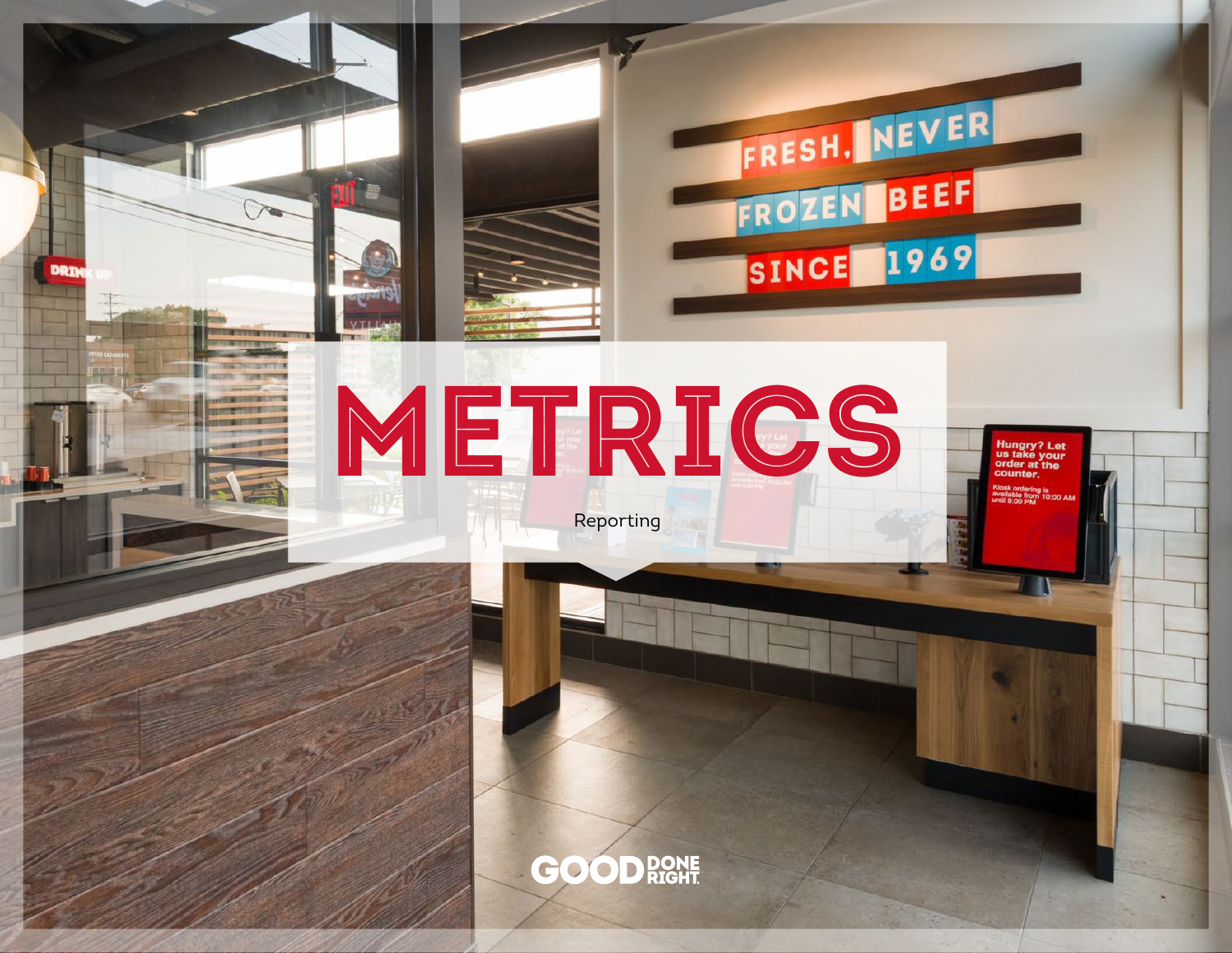# METRICS

Reporting

GOOD DONE RIGHT.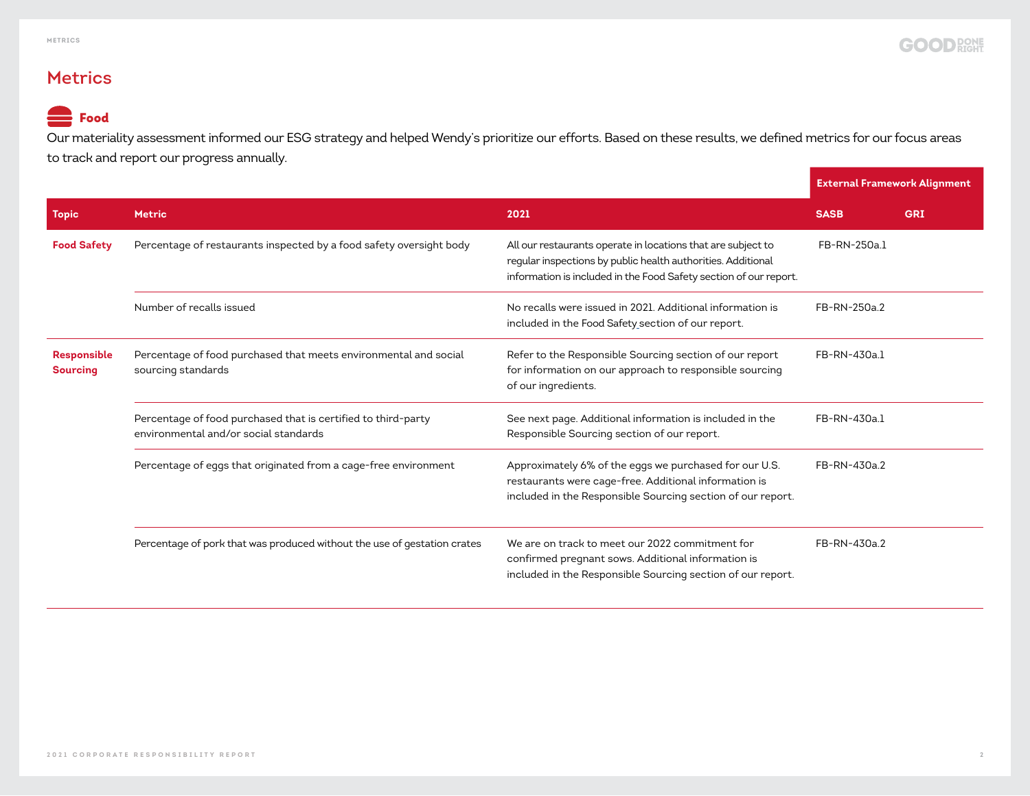# Metrics

## Food

Our materiality assessment informed our ESG strategy and helped Wendy's prioritize our efforts. Based on these results, we defined metrics for our focus areas to track and report our progress annually.

| Topic | Metric | 2021 | External Framework Alignment | |
|---|---|---|---|---|
| | | | SASB | GRI |
| **Food Safety** | Percentage of restaurants inspected by a food safety oversight body | All our restaurants operate in locations that are subject to regular inspections by public health authorities. Additional information is included in the Food Safety section of our report. | FB-RN-250a.1 | |
| | Number of recalls issued | No recalls were issued in 2021. Additional information is included in the Food Safety section of our report. | FB-RN-250a.2 | |
| **Responsible Sourcing** | Percentage of food purchased that meets environmental and social sourcing standards | Refer to the Responsible Sourcing section of our report for information on our approach to responsible sourcing of our ingredients. | FB-RN-430a.1 | |
| | Percentage of food purchased that is certified to third-party environmental and/or social standards | See next page. Additional information is included in the Responsible Sourcing section of our report. | FB-RN-430a.1 | |
| | Percentage of eggs that originated from a cage-free environment | Approximately 6% of the eggs we purchased for our U.S. restaurants were cage-free. Additional information is included in the Responsible Sourcing section of our report. | FB-RN-430a.2 | |
| | Percentage of pork that was produced without the use of gestation crates | We are on track to meet our 2022 commitment for confirmed pregnant sows. Additional information is included in the Responsible Sourcing section of our report. | FB-RN-430a.2 | |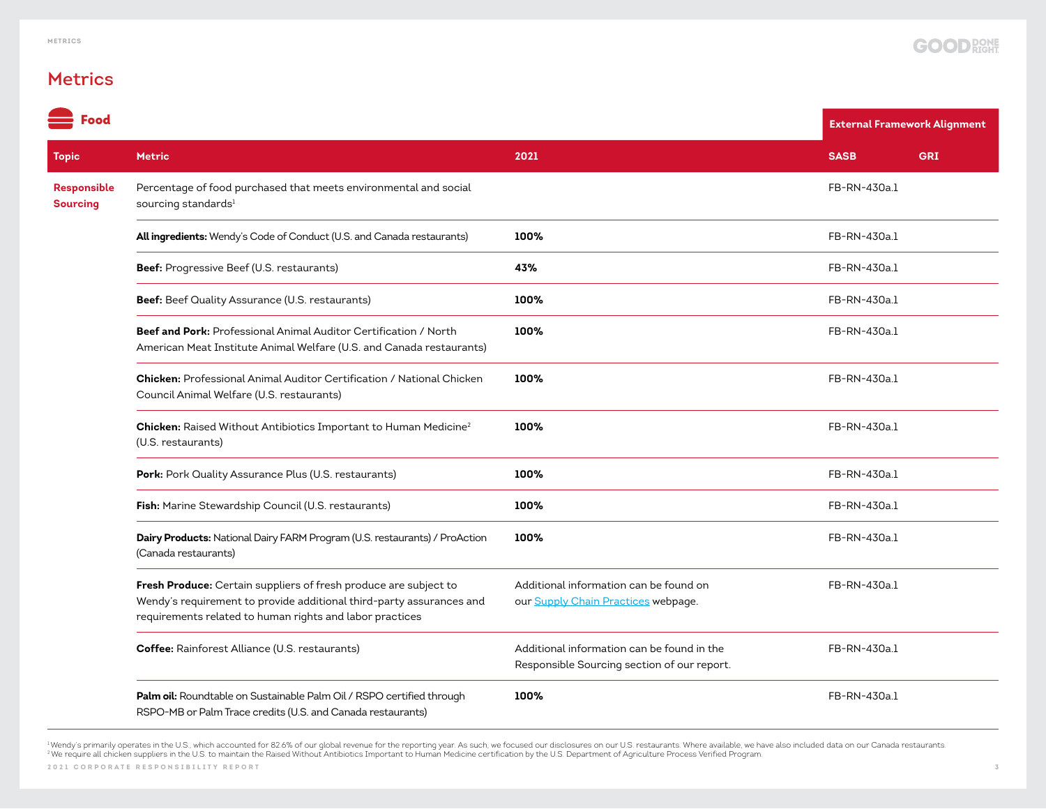# Metrics

## Food

| Topic | Metric | 2021 | External Framework Alignment | |
|---|---|---|---|---|
| | | | SASB | GRI |
| Responsible Sourcing | Percentage of food purchased that meets environmental and social sourcing standards[1] | | FB-RN-430a.1 | |
| | **All ingredients:** Wendy's Code of Conduct (U.S. and Canada restaurants) | **100%** | FB-RN-430a.1 | |
| | **Beef:** Progressive Beef (U.S. restaurants) | **43%** | FB-RN-430a.1 | |
| | **Beef:** Beef Quality Assurance (U.S. restaurants) | **100%** | FB-RN-430a.1 | |
| | **Beef and Pork:** Professional Animal Auditor Certification / North American Meat Institute Animal Welfare (U.S. and Canada restaurants) | **100%** | FB-RN-430a.1 | |
| | **Chicken:** Professional Animal Auditor Certification / National Chicken Council Animal Welfare (U.S. restaurants) | **100%** | FB-RN-430a.1 | |
| | **Chicken:** Raised Without Antibiotics Important to Human Medicine[2] (U.S. restaurants) | **100%** | FB-RN-430a.1 | |
| | **Pork:** Pork Quality Assurance Plus (U.S. restaurants) | **100%** | FB-RN-430a.1 | |
| | **Fish:** Marine Stewardship Council (U.S. restaurants) | **100%** | FB-RN-430a.1 | |
| | **Dairy Products:** National Dairy FARM Program (U.S. restaurants) / ProAction (Canada restaurants) | **100%** | FB-RN-430a.1 | |
| | **Fresh Produce:** Certain suppliers of fresh produce are subject to Wendy's requirement to provide additional third-party assurances and requirements related to human rights and labor practices | Additional information can be found on our Supply Chain Practices webpage. | FB-RN-430a.1 | |
| | **Coffee:** Rainforest Alliance (U.S. restaurants) | Additional information can be found in the Responsible Sourcing section of our report. | FB-RN-430a.1 | |
| | **Palm oil:** Roundtable on Sustainable Palm Oil / RSPO certified through RSPO-MB or Palm Trace credits (U.S. and Canada restaurants) | **100%** | FB-RN-430a.1 | |

[1] Wendy's primarily operates in the U.S., which accounted for 82.6% of our global revenue for the reporting year. As such, we focused our disclosures on our U.S. restaurants. Where available, we have also included data on our Canada restaurants.
[2] We require all chicken suppliers in the U.S. to maintain the Raised Without Antibiotics Important to Human Medicine certification by the U.S. Department of Agriculture Process Verified Program.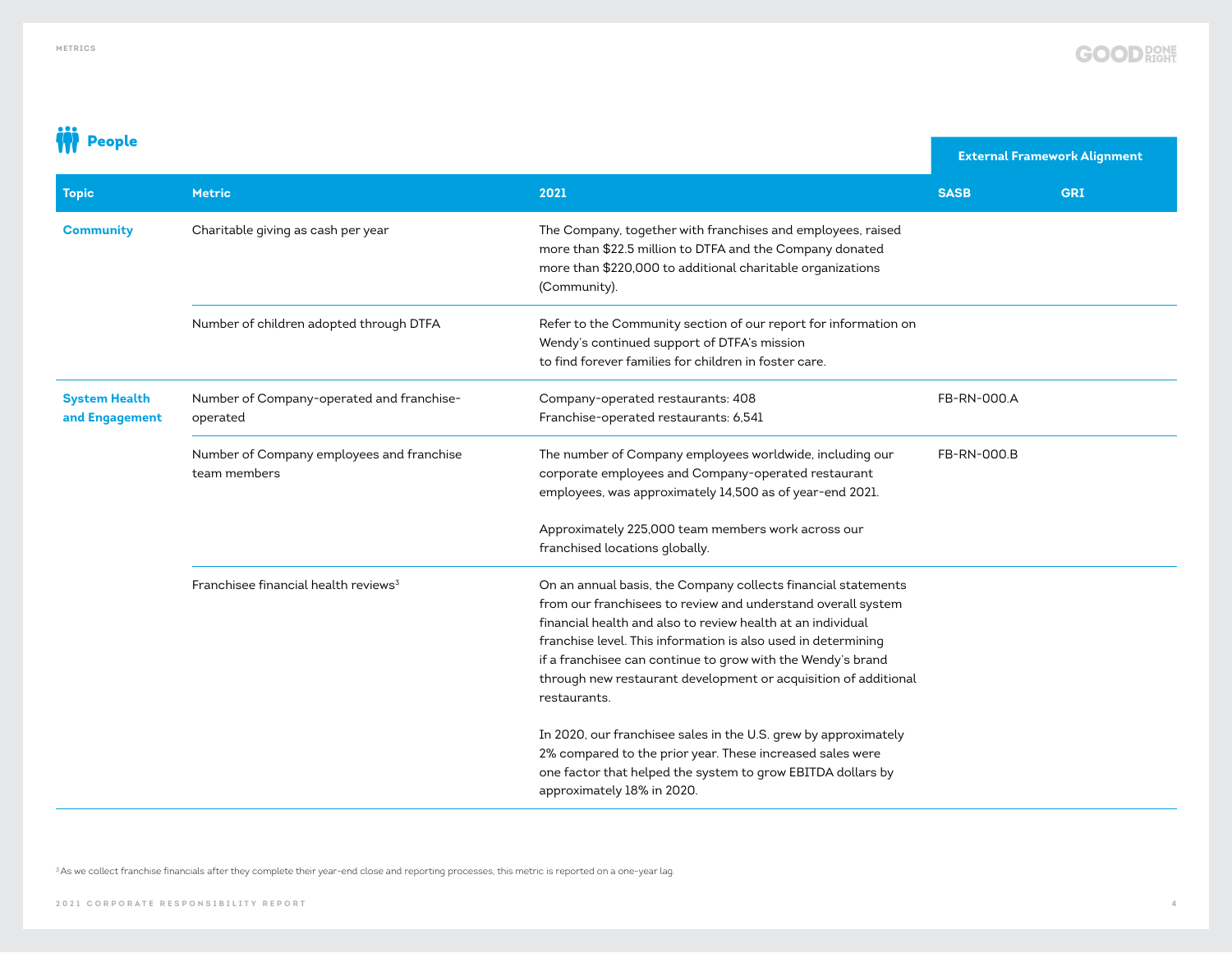## People

| Topic | Metric | 2021 | External Framework Alignment | |
|---|---|---|---|---|
| | | | SASB | GRI |
| Community | Charitable giving as cash per year | The Company, together with franchises and employees, raised more than $22.5 million to DTFA and the Company donated more than $220,000 to additional charitable organizations (Community). | | |
| | Number of children adopted through DTFA | Refer to the Community section of our report for information on Wendy's continued support of DTFA's mission to find forever families for children in foster care. | | |
| System Health and Engagement | Number of Company-operated and franchise-operated | Company-operated restaurants: 408<br>Franchise-operated restaurants: 6,541 | FB-RN-000.A | |
| | Number of Company employees and franchise team members | The number of Company employees worldwide, including our corporate employees and Company-operated restaurant employees, was approximately 14,500 as of year-end 2021.<br><br>Approximately 225,000 team members work across our franchised locations globally. | FB-RN-000.B | |
| | Franchisee financial health reviews[3] | On an annual basis, the Company collects financial statements from our franchisees to review and understand overall system financial health and also to review health at an individual franchise level. This information is also used in determining if a franchisee can continue to grow with the Wendy's brand through new restaurant development or acquisition of additional restaurants.<br><br>In 2020, our franchisee sales in the U.S. grew by approximately 2% compared to the prior year. These increased sales were one factor that helped the system to grow EBITDA dollars by approximately 18% in 2020. | | |

[3] As we collect franchise financials after they complete their year-end close and reporting processes, this metric is reported on a one-year lag.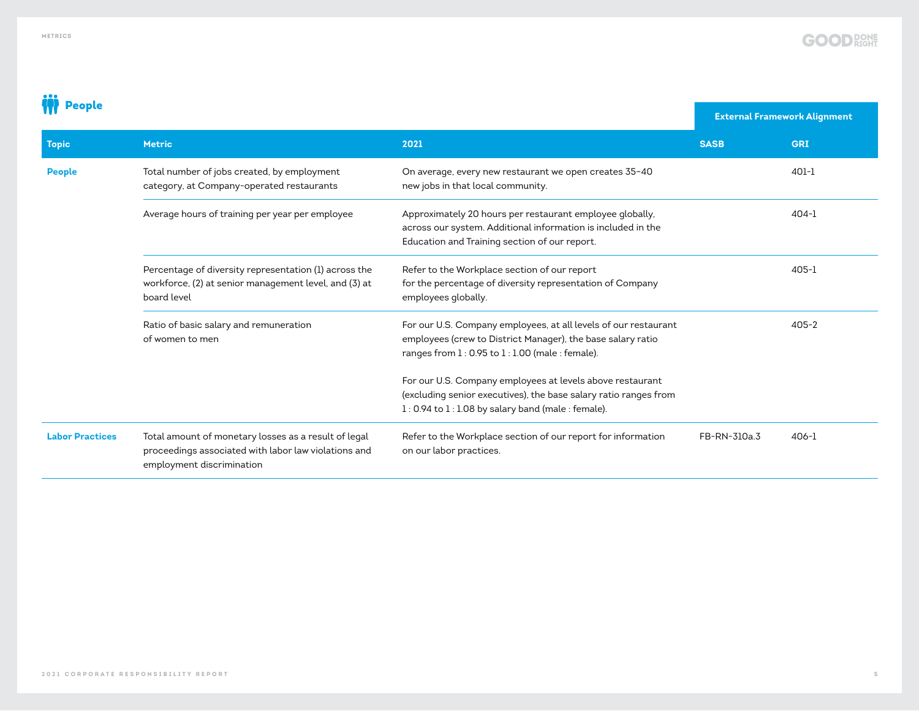## People

| Topic | Metric | 2021 | External Framework Alignment | |
|---|---|---|---|---|
| | | | SASB | GRI |
| People | Total number of jobs created, by employment category, at Company-operated restaurants | On average, every new restaurant we open creates 35–40 new jobs in that local community. | | 401-1 |
| | Average hours of training per year per employee | Approximately 20 hours per restaurant employee globally, across our system. Additional information is included in the Education and Training section of our report. | | 404-1 |
| | Percentage of diversity representation (1) across the workforce, (2) at senior management level, and (3) at board level | Refer to the Workplace section of our report for the percentage of diversity representation of Company employees globally. | | 405-1 |
| | Ratio of basic salary and remuneration of women to men | For our U.S. Company employees, at all levels of our restaurant employees (crew to District Manager), the base salary ratio ranges from 1 : 0.95 to 1 : 1.00 (male : female).<br><br>For our U.S. Company employees at levels above restaurant (excluding senior executives), the base salary ratio ranges from 1 : 0.94 to 1 : 1.08 by salary band (male : female). | | 405-2 |
| Labor Practices | Total amount of monetary losses as a result of legal proceedings associated with labor law violations and employment discrimination | Refer to the Workplace section of our report for information on our labor practices. | FB-RN-310a.3 | 406-1 |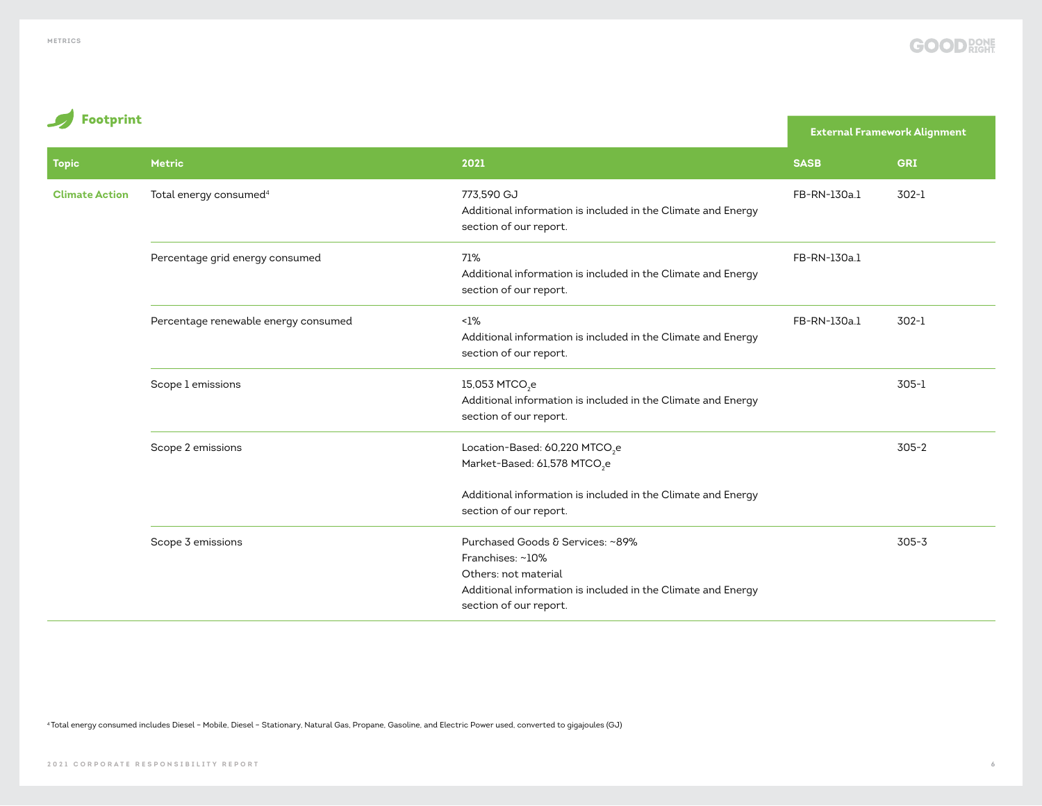## Footprint

| Topic | Metric | 2021 | External Framework Alignment | |
|---|---|---|---|---|
| | | | SASB | GRI |
| Climate Action | Total energy consumed[4] | 773,590 GJ<br>Additional information is included in the Climate and Energy section of our report. | FB-RN-130a.1 | 302-1 |
| | Percentage grid energy consumed | 71%<br>Additional information is included in the Climate and Energy section of our report. | FB-RN-130a.1 | |
| | Percentage renewable energy consumed | <1%<br>Additional information is included in the Climate and Energy section of our report. | FB-RN-130a.1 | 302-1 |
| | Scope 1 emissions | 15,053 $MTCO_2e$<br>Additional information is included in the Climate and Energy section of our report. | | 305-1 |
| | Scope 2 emissions | Location-Based: 60,220 $MTCO_2e$<br>Market-Based: 61,578 $MTCO_2e$<br><br>Additional information is included in the Climate and Energy section of our report. | | 305-2 |
| | Scope 3 emissions | Purchased Goods & Services: ~89%<br>Franchises: ~10%<br>Others: not material<br>Additional information is included in the Climate and Energy section of our report. | | 305-3 |

[4] Total energy consumed includes Diesel – Mobile, Diesel – Stationary, Natural Gas, Propane, Gasoline, and Electric Power used, converted to gigajoules (GJ)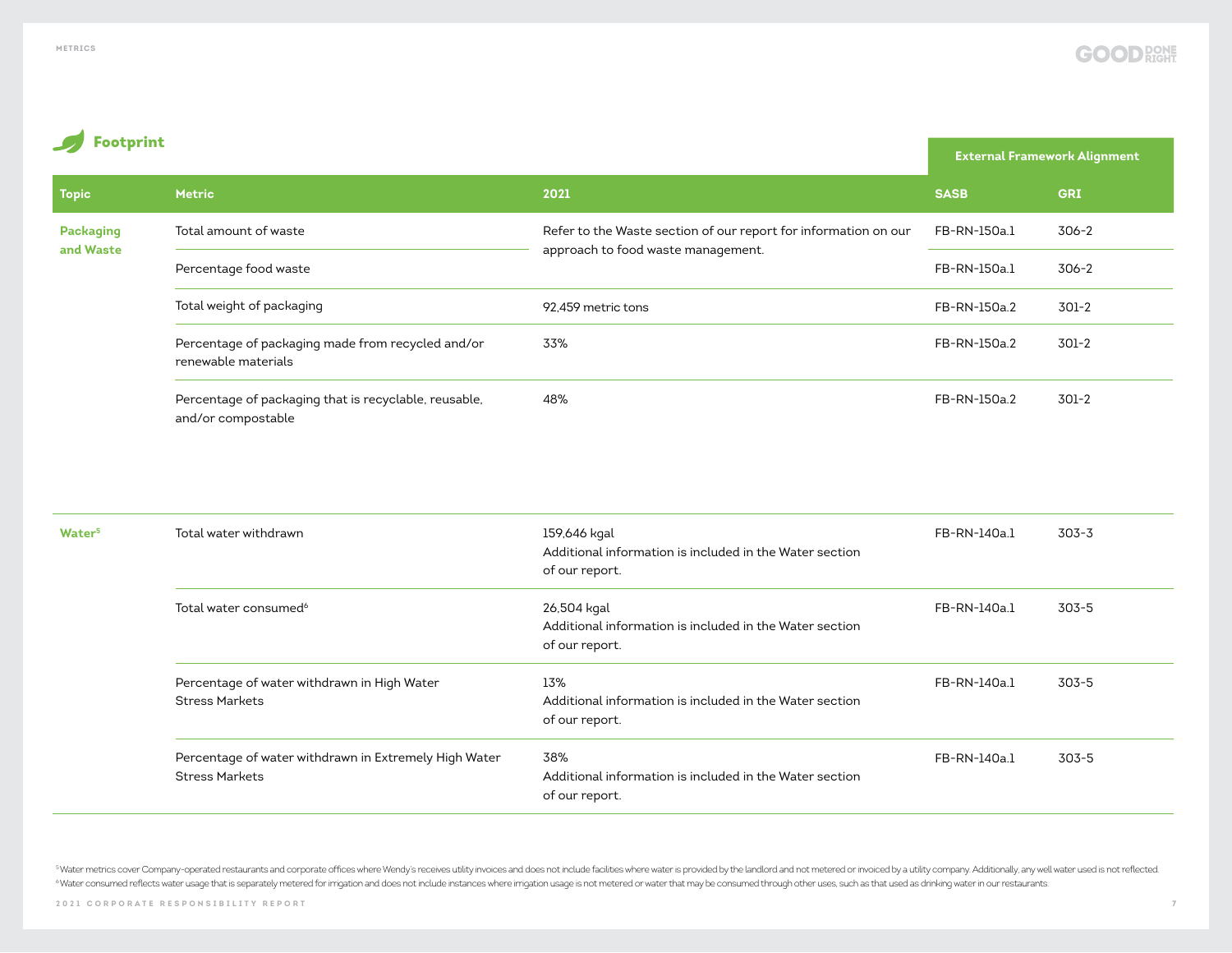## Footprint

| Topic | Metric | 2021 | External Framework Alignment | |
|---|---|---|---|---|
| | | | SASB | GRI |
| Packaging and Waste | Total amount of waste | Refer to the Waste section of our report for information on our approach to food waste management. | FB-RN-150a.1 | 306-2 |
| | Percentage food waste | | FB-RN-150a.1 | 306-2 |
| | Total weight of packaging | 92,459 metric tons | FB-RN-150a.2 | 301-2 |
| | Percentage of packaging made from recycled and/or renewable materials | 33% | FB-RN-150a.2 | 301-2 |
| | Percentage of packaging that is recyclable, reusable, and/or compostable | 48% | FB-RN-150a.2 | 301-2 |
| Water[5] | Total water withdrawn | 159,646 kgal<br>Additional information is included in the Water section of our report. | FB-RN-140a.1 | 303-3 |
| | Total water consumed[6] | 26,504 kgal<br>Additional information is included in the Water section of our report. | FB-RN-140a.1 | 303-5 |
| | Percentage of water withdrawn in High Water Stress Markets | 13%<br>Additional information is included in the Water section of our report. | FB-RN-140a.1 | 303-5 |
| | Percentage of water withdrawn in Extremely High Water Stress Markets | 38%<br>Additional information is included in the Water section of our report. | FB-RN-140a.1 | 303-5 |

[5] Water metrics cover Company-operated restaurants and corporate offices where Wendy's receives utility invoices and does not include facilities where water is provided by the landlord and not metered or invoiced by a utility company. Additionally, any well water used is not reflected.

[6] Water consumed reflects water usage that is separately metered for irrigation and does not include instances where irrigation usage is not metered or water that may be consumed through other uses, such as that used as drinking water in our restaurants.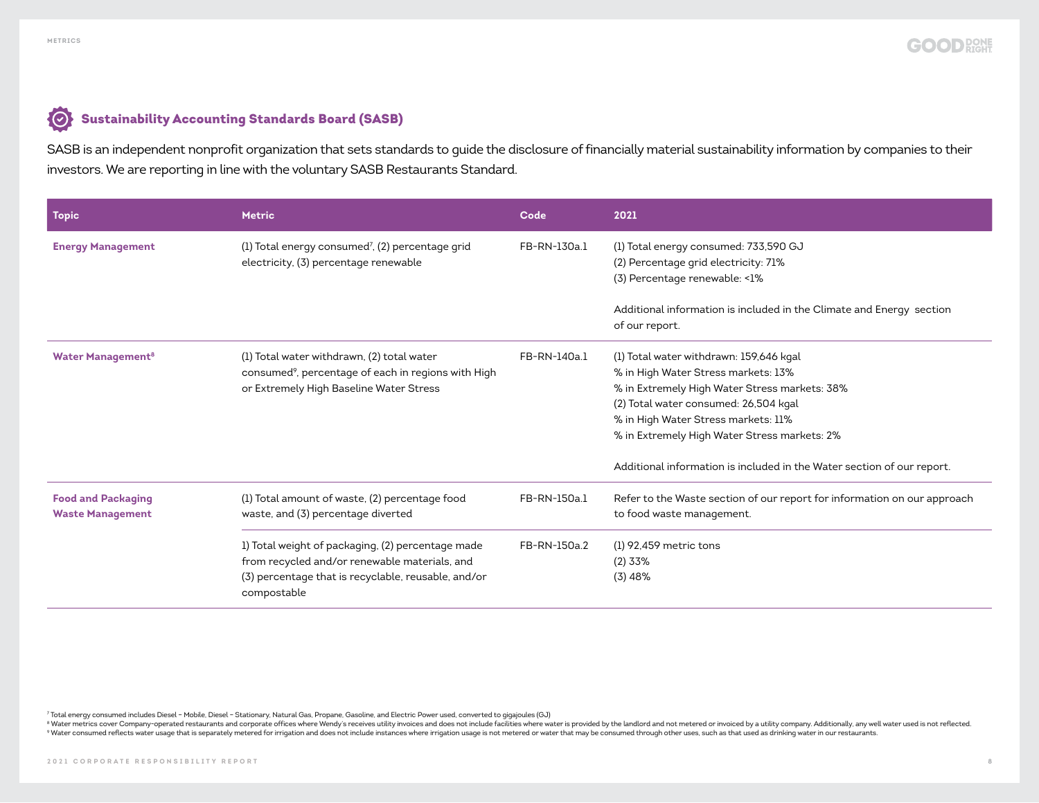## Sustainability Accounting Standards Board (SASB)

SASB is an independent nonprofit organization that sets standards to guide the disclosure of financially material sustainability information by companies to their investors. We are reporting in line with the voluntary SASB Restaurants Standard.

| Topic | Metric | Code | 2021 |
|---|---|---|---|
| **Energy Management** | (1) Total energy consumed[7], (2) percentage grid electricity, (3) percentage renewable | FB-RN-130a.1 | (1) Total energy consumed: 733,590 GJ<br>(2) Percentage grid electricity: 71%<br>(3) Percentage renewable: <1%<br><br>Additional information is included in the Climate and Energy section of our report. |
| **Water Management[8]** | (1) Total water withdrawn, (2) total water consumed[9], percentage of each in regions with High or Extremely High Baseline Water Stress | FB-RN-140a.1 | (1) Total water withdrawn: 159,646 kgal<br>% in High Water Stress markets: 13%<br>% in Extremely High Water Stress markets: 38%<br>(2) Total water consumed: 26,504 kgal<br>% in High Water Stress markets: 11%<br>% in Extremely High Water Stress markets: 2%<br><br>Additional information is included in the Water section of our report. |
| **Food and Packaging Waste Management** | (1) Total amount of waste, (2) percentage food waste, and (3) percentage diverted | FB-RN-150a.1 | Refer to the Waste section of our report for information on our approach to food waste management. |
| | 1) Total weight of packaging, (2) percentage made from recycled and/or renewable materials, and (3) percentage that is recyclable, reusable, and/or compostable | FB-RN-150a.2 | (1) 92,459 metric tons<br>(2) 33%<br>(3) 48% |

[7] Total energy consumed includes Diesel – Mobile, Diesel – Stationary, Natural Gas, Propane, Gasoline, and Electric Power used, converted to gigajoules (GJ)

[8] Water metrics cover Company-operated restaurants and corporate offices where Wendy's receives utility invoices and does not include facilities where water is provided by the landlord and not metered or invoiced by a utility company. Additionally, any well water used is not reflected.

[9] Water consumed reflects water usage that is separately metered for irrigation and does not include instances where irrigation usage is not metered or water that may be consumed through other uses, such as that used as drinking water in our restaurants.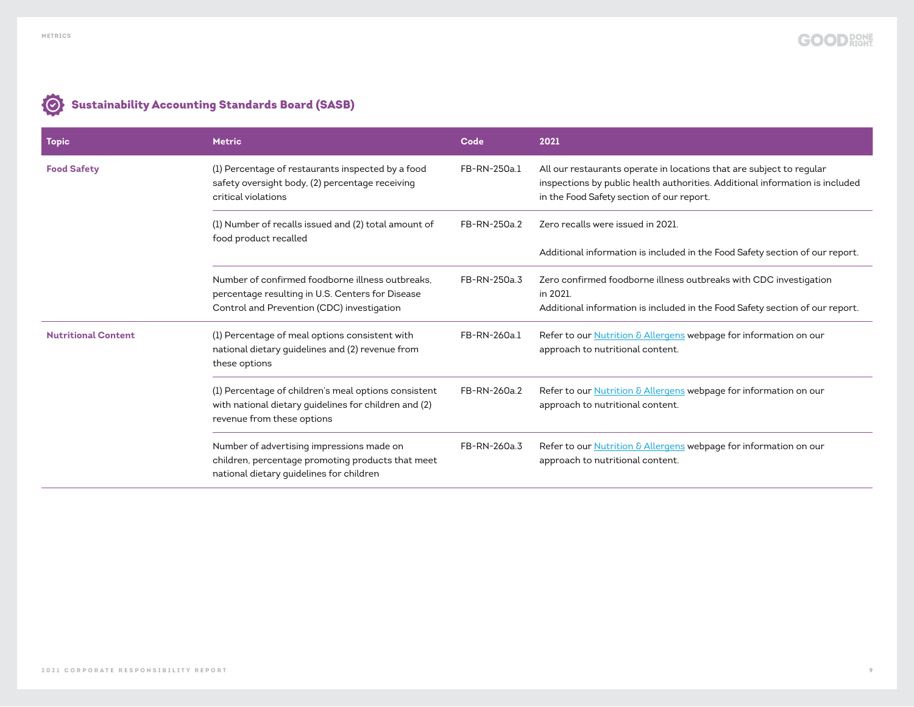## Sustainability Accounting Standards Board (SASB)

| Topic | Metric | Code | 2021 |
|---|---|---|---|
| **Food Safety** | (1) Percentage of restaurants inspected by a food safety oversight body, (2) percentage receiving critical violations | FB-RN-250a.1 | All our restaurants operate in locations that are subject to regular inspections by public health authorities. Additional information is included in the Food Safety section of our report. |
| | (1) Number of recalls issued and (2) total amount of food product recalled | FB-RN-250a.2 | Zero recalls were issued in 2021.<br><br>Additional information is included in the Food Safety section of our report. |
| | Number of confirmed foodborne illness outbreaks, percentage resulting in U.S. Centers for Disease Control and Prevention (CDC) investigation | FB-RN-250a.3 | Zero confirmed foodborne illness outbreaks with CDC investigation in 2021.<br>Additional information is included in the Food Safety section of our report. |
| **Nutritional Content** | (1) Percentage of meal options consistent with national dietary guidelines and (2) revenue from these options | FB-RN-260a.1 | Refer to our Nutrition & Allergens webpage for information on our approach to nutritional content. |
| | (1) Percentage of children's meal options consistent with national dietary guidelines for children and (2) revenue from these options | FB-RN-260a.2 | Refer to our Nutrition & Allergens webpage for information on our approach to nutritional content. |
| | Number of advertising impressions made on children, percentage promoting products that meet national dietary guidelines for children | FB-RN-260a.3 | Refer to our Nutrition & Allergens webpage for information on our approach to nutritional content. |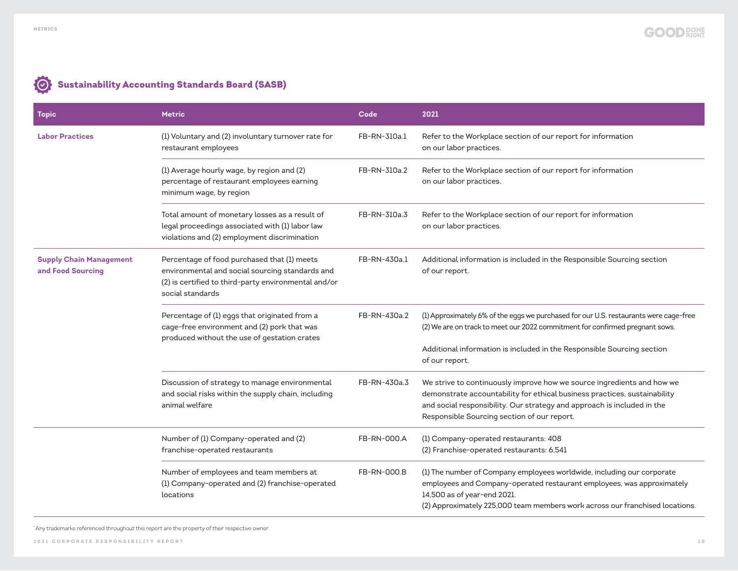## Sustainability Accounting Standards Board (SASB)

| Topic | Metric | Code | 2021 |
|---|---|---|---|
| **Labor Practices** | (1) Voluntary and (2) involuntary turnover rate for restaurant employees | FB-RN-310a.1 | Refer to the Workplace section of our report for information on our labor practices. |
| | (1) Average hourly wage, by region and (2) percentage of restaurant employees earning minimum wage, by region | FB-RN-310a.2 | Refer to the Workplace section of our report for information on our labor practices. |
| | Total amount of monetary losses as a result of legal proceedings associated with (1) labor law violations and (2) employment discrimination | FB-RN-310a.3 | Refer to the Workplace section of our report for information on our labor practices. |
| **Supply Chain Management and Food Sourcing** | Percentage of food purchased that (1) meets environmental and social sourcing standards and (2) is certified to third-party environmental and/or social standards | FB-RN-430a.1 | Additional information is included in the Responsible Sourcing section of our report. |
| | Percentage of (1) eggs that originated from a cage-free environment and (2) pork that was produced without the use of gestation crates | FB-RN-430a.2 | (1) Approximately 6% of the eggs we purchased for our U.S. restaurants were cage-free<br>(2) We are on track to meet our 2022 commitment for confirmed pregnant sows.<br><br>Additional information is included in the Responsible Sourcing section of our report. |
| | Discussion of strategy to manage environmental and social risks within the supply chain, including animal welfare | FB-RN-430a.3 | We strive to continuously improve how we source ingredients and how we demonstrate accountability for ethical business practices, sustainability and social responsibility. Our strategy and approach is included in the Responsible Sourcing section of our report. |
| | Number of (1) Company-operated and (2) franchise-operated restaurants | FB-RN-000.A | (1) Company-operated restaurants: 408<br>(2) Franchise-operated restaurants: 6,541 |
| | Number of employees and team members at (1) Company-operated and (2) franchise-operated locations | FB-RN-000.B | (1) The number of Company employees worldwide, including our corporate employees and Company-operated restaurant employees, was approximately 14,500 as of year-end 2021.<br>(2) Approximately 225,000 team members work across our franchised locations. |

* Any trademarks referenced throughout this report are the property of their respective owner.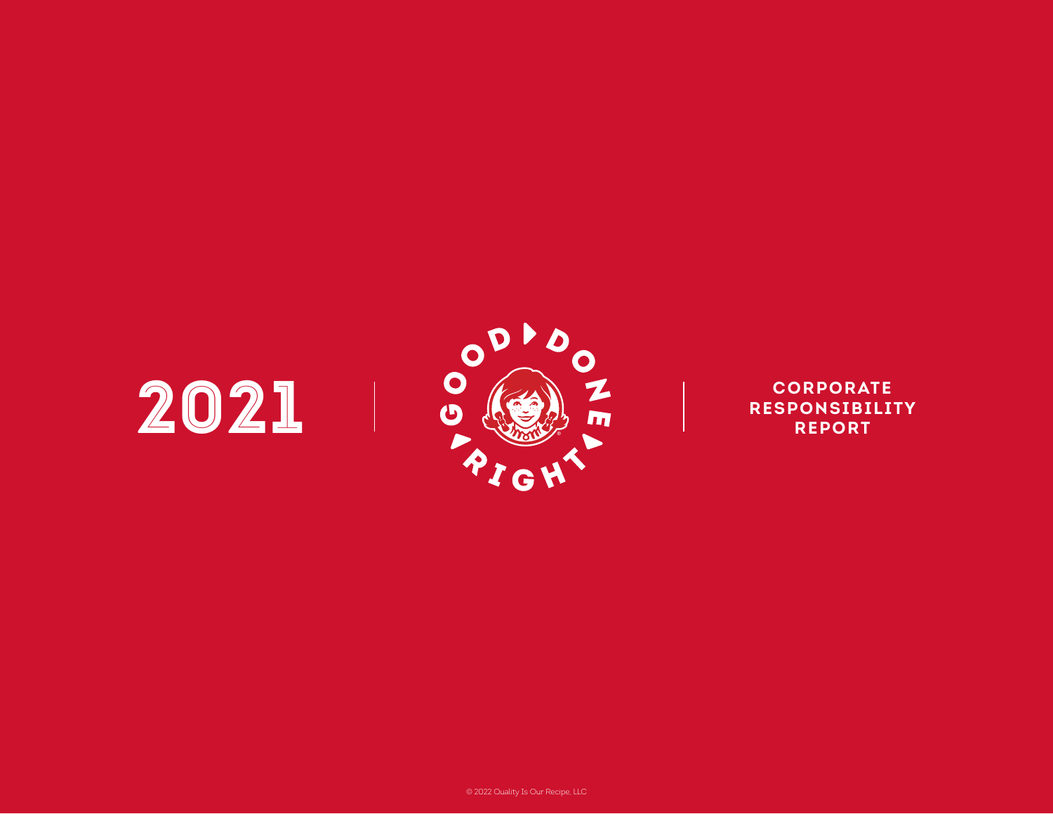# 2021

GOOD DONE RIGHT

## CORPORATE RESPONSIBILITY REPORT

© 2022 Quality Is Our Recipe, LLC